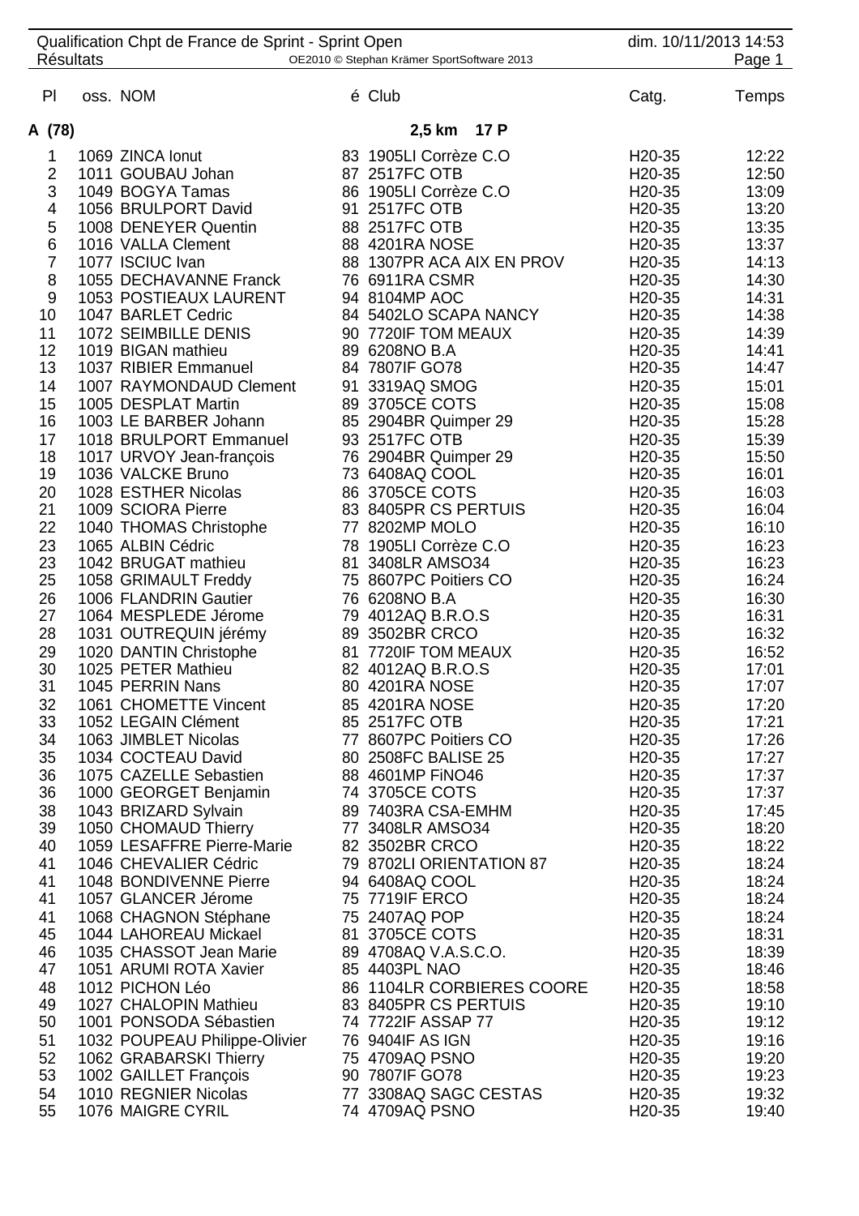Qualification Chpt de France de Sprint - Sprint Open — dim. 10/11/2013 14:53

Résultats — OE2010 © Stephan Krämer SportSoftware 2013

| Pl | oss. | NOM | é | Club | Catg. | Temps |
|---|---|---|---|---|---|---|
| **A (78)** | | | | **2,5 km 17 P** | | |
| 1 | 1069 | ZINCA Ionut | 83 | 1905LI Corrèze C.O | H20-35 | 12:22 |
| 2 | 1011 | GOUBAU Johan | 87 | 2517FC OTB | H20-35 | 12:50 |
| 3 | 1049 | BOGYA Tamas | 86 | 1905LI Corrèze C.O | H20-35 | 13:09 |
| 4 | 1056 | BRULPORT David | 91 | 2517FC OTB | H20-35 | 13:20 |
| 5 | 1008 | DENEYER Quentin | 88 | 2517FC OTB | H20-35 | 13:35 |
| 6 | 1016 | VALLA Clement | 88 | 4201RA NOSE | H20-35 | 13:37 |
| 7 | 1077 | ISCIUC Ivan | 88 | 1307PR ACA AIX EN PROV | H20-35 | 14:13 |
| 8 | 1055 | DECHAVANNE Franck | 76 | 6911RA CSMR | H20-35 | 14:30 |
| 9 | 1053 | POSTIEAUX LAURENT | 94 | 8104MP AOC | H20-35 | 14:31 |
| 10 | 1047 | BARLET Cedric | 84 | 5402LO SCAPA NANCY | H20-35 | 14:38 |
| 11 | 1072 | SEIMBILLE DENIS | 90 | 7720IF TOM MEAUX | H20-35 | 14:39 |
| 12 | 1019 | BIGAN mathieu | 89 | 6208NO B.A | H20-35 | 14:41 |
| 13 | 1037 | RIBIER Emmanuel | 84 | 7807IF GO78 | H20-35 | 14:47 |
| 14 | 1007 | RAYMONDAUD Clement | 91 | 3319AQ SMOG | H20-35 | 15:01 |
| 15 | 1005 | DESPLAT Martin | 89 | 3705CE COTS | H20-35 | 15:08 |
| 16 | 1003 | LE BARBER Johann | 85 | 2904BR Quimper 29 | H20-35 | 15:28 |
| 17 | 1018 | BRULPORT Emmanuel | 93 | 2517FC OTB | H20-35 | 15:39 |
| 18 | 1017 | URVOY Jean-françois | 76 | 2904BR Quimper 29 | H20-35 | 15:50 |
| 19 | 1036 | VALCKE Bruno | 73 | 6408AQ COOL | H20-35 | 16:01 |
| 20 | 1028 | ESTHER Nicolas | 86 | 3705CE COTS | H20-35 | 16:03 |
| 21 | 1009 | SCIORA Pierre | 83 | 8405PR CS PERTUIS | H20-35 | 16:04 |
| 22 | 1040 | THOMAS Christophe | 77 | 8202MP MOLO | H20-35 | 16:10 |
| 23 | 1065 | ALBIN Cédric | 78 | 1905LI Corrèze C.O | H20-35 | 16:23 |
| 23 | 1042 | BRUGAT mathieu | 81 | 3408LR AMSO34 | H20-35 | 16:23 |
| 25 | 1058 | GRIMAULT Freddy | 75 | 8607PC Poitiers CO | H20-35 | 16:24 |
| 26 | 1006 | FLANDRIN Gautier | 76 | 6208NO B.A | H20-35 | 16:30 |
| 27 | 1064 | MESPLEDE Jérome | 79 | 4012AQ B.R.O.S | H20-35 | 16:31 |
| 28 | 1031 | OUTREQUIN jérémy | 89 | 3502BR CRCO | H20-35 | 16:32 |
| 29 | 1020 | DANTIN Christophe | 81 | 7720IF TOM MEAUX | H20-35 | 16:52 |
| 30 | 1025 | PETER Mathieu | 82 | 4012AQ B.R.O.S | H20-35 | 17:01 |
| 31 | 1045 | PERRIN Nans | 80 | 4201RA NOSE | H20-35 | 17:07 |
| 32 | 1061 | CHOMETTE Vincent | 85 | 4201RA NOSE | H20-35 | 17:20 |
| 33 | 1052 | LEGAIN Clément | 85 | 2517FC OTB | H20-35 | 17:21 |
| 34 | 1063 | JIMBLET Nicolas | 77 | 8607PC Poitiers CO | H20-35 | 17:26 |
| 35 | 1034 | COCTEAU David | 80 | 2508FC BALISE 25 | H20-35 | 17:27 |
| 36 | 1075 | CAZELLE Sebastien | 88 | 4601MP FINO46 | H20-35 | 17:37 |
| 36 | 1000 | GEORGET Benjamin | 74 | 3705CE COTS | H20-35 | 17:37 |
| 38 | 1043 | BRIZARD Sylvain | 89 | 7403RA CSA-EMHM | H20-35 | 17:45 |
| 39 | 1050 | CHOMAUD Thierry | 77 | 3408LR AMSO34 | H20-35 | 18:20 |
| 40 | 1059 | LESAFFRE Pierre-Marie | 82 | 3502BR CRCO | H20-35 | 18:22 |
| 41 | 1046 | CHEVALIER Cédric | 79 | 8702LI ORIENTATION 87 | H20-35 | 18:24 |
| 41 | 1048 | BONDIVENNE Pierre | 94 | 6408AQ COOL | H20-35 | 18:24 |
| 41 | 1057 | GLANCER Jérome | 75 | 7719IF ERCO | H20-35 | 18:24 |
| 41 | 1068 | CHAGNON Stéphane | 75 | 2407AQ POP | H20-35 | 18:24 |
| 45 | 1044 | LAHOREAU Mickael | 81 | 3705CE COTS | H20-35 | 18:31 |
| 46 | 1035 | CHASSOT Jean Marie | 89 | 4708AQ V.A.S.C.O. | H20-35 | 18:39 |
| 47 | 1051 | ARUMI ROTA Xavier | 85 | 4403PL NAO | H20-35 | 18:46 |
| 48 | 1012 | PICHON Léo | 86 | 1104LR CORBIERES COORE | H20-35 | 18:58 |
| 49 | 1027 | CHALOPIN Mathieu | 83 | 8405PR CS PERTUIS | H20-35 | 19:10 |
| 50 | 1001 | PONSODA Sébastien | 74 | 7722IF ASSAP 77 | H20-35 | 19:12 |
| 51 | 1032 | POUPEAU Philippe-Olivier | 76 | 9404IF AS IGN | H20-35 | 19:16 |
| 52 | 1062 | GRABARSKI Thierry | 75 | 4709AQ PSNO | H20-35 | 19:20 |
| 53 | 1002 | GAILLET François | 90 | 7807IF GO78 | H20-35 | 19:23 |
| 54 | 1010 | REGNIER Nicolas | 77 | 3308AQ SAGC CESTAS | H20-35 | 19:32 |
| 55 | 1076 | MAIGRE CYRIL | 74 | 4709AQ PSNO | H20-35 | 19:40 |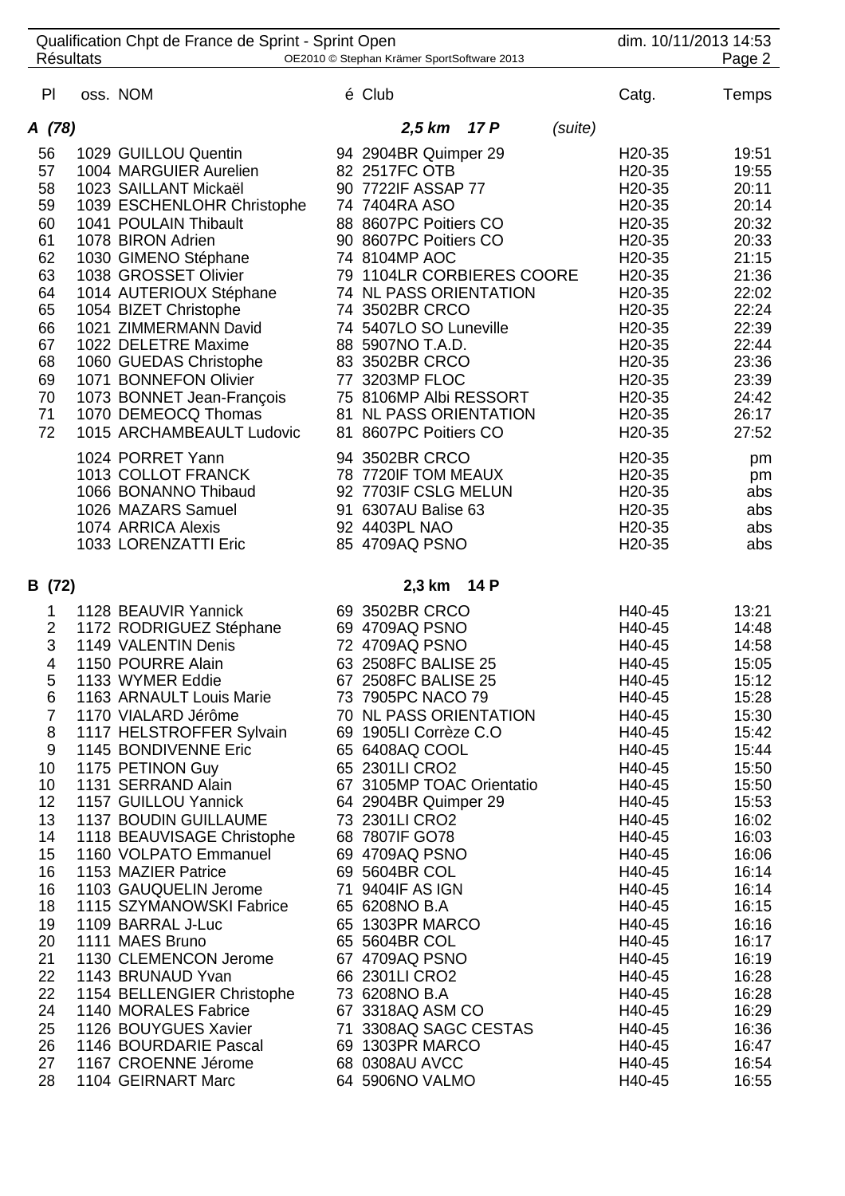| Pl | oss. | NOM | é | Club | Catg. | Temps |
|---|---|---|---|---|---|---|
| **A (78)** | | | | **2,5 km 17 P** *(suite)* | | |
| 56 | 1029 | GUILLOU Quentin | 94 | 2904BR Quimper 29 | H20-35 | 19:51 |
| 57 | 1004 | MARGUIER Aurelien | 82 | 2517FC OTB | H20-35 | 19:55 |
| 58 | 1023 | SAILLANT Mickaël | 90 | 7722IF ASSAP 77 | H20-35 | 20:11 |
| 59 | 1039 | ESCHENLOHR Christophe | 74 | 7404RA ASO | H20-35 | 20:14 |
| 60 | 1041 | POULAIN Thibault | 88 | 8607PC Poitiers CO | H20-35 | 20:32 |
| 61 | 1078 | BIRON Adrien | 90 | 8607PC Poitiers CO | H20-35 | 20:33 |
| 62 | 1030 | GIMENO Stéphane | 74 | 8104MP AOC | H20-35 | 21:15 |
| 63 | 1038 | GROSSET Olivier | 79 | 1104LR CORBIERES COORE | H20-35 | 21:36 |
| 64 | 1014 | AUTERIOUX Stéphane | 74 | NL PASS ORIENTATION | H20-35 | 22:02 |
| 65 | 1054 | BIZET Christophe | 74 | 3502BR CRCO | H20-35 | 22:24 |
| 66 | 1021 | ZIMMERMANN David | 74 | 5407LO SO Luneville | H20-35 | 22:39 |
| 67 | 1022 | DELETRE Maxime | 88 | 5907NO T.A.D. | H20-35 | 22:44 |
| 68 | 1060 | GUEDAS Christophe | 83 | 3502BR CRCO | H20-35 | 23:36 |
| 69 | 1071 | BONNEFON Olivier | 77 | 3203MP FLOC | H20-35 | 23:39 |
| 70 | 1073 | BONNET Jean-François | 75 | 8106MP Albi RESSORT | H20-35 | 24:42 |
| 71 | 1070 | DEMEOCQ Thomas | 81 | NL PASS ORIENTATION | H20-35 | 26:17 |
| 72 | 1015 | ARCHAMBEAULT Ludovic | 81 | 8607PC Poitiers CO | H20-35 | 27:52 |
| | 1024 | PORRET Yann | 94 | 3502BR CRCO | H20-35 | pm |
| | 1013 | COLLOT FRANCK | 78 | 7720IF TOM MEAUX | H20-35 | pm |
| | 1066 | BONANNO Thibaud | 92 | 7703IF CSLG MELUN | H20-35 | abs |
| | 1026 | MAZARS Samuel | 91 | 6307AU Balise 63 | H20-35 | abs |
| | 1074 | ARRICA Alexis | 92 | 4403PL NAO | H20-35 | abs |
| | 1033 | LORENZATTI Eric | 85 | 4709AQ PSNO | H20-35 | abs |
| **B (72)** | | | | **2,3 km 14 P** | | |
| 1 | 1128 | BEAUVIR Yannick | 69 | 3502BR CRCO | H40-45 | 13:21 |
| 2 | 1172 | RODRIGUEZ Stéphane | 69 | 4709AQ PSNO | H40-45 | 14:48 |
| 3 | 1149 | VALENTIN Denis | 72 | 4709AQ PSNO | H40-45 | 14:58 |
| 4 | 1150 | POURRE Alain | 63 | 2508FC BALISE 25 | H40-45 | 15:05 |
| 5 | 1133 | WYMER Eddie | 67 | 2508FC BALISE 25 | H40-45 | 15:12 |
| 6 | 1163 | ARNAULT Louis Marie | 73 | 7905PC NACO 79 | H40-45 | 15:28 |
| 7 | 1170 | VIALARD Jérôme | 70 | NL PASS ORIENTATION | H40-45 | 15:30 |
| 8 | 1117 | HELSTROFFER Sylvain | 69 | 1905LI Corrèze C.O | H40-45 | 15:42 |
| 9 | 1145 | BONDIVENNE Eric | 65 | 6408AQ COOL | H40-45 | 15:44 |
| 10 | 1175 | PETINON Guy | 65 | 2301LI CRO2 | H40-45 | 15:50 |
| 10 | 1131 | SERRAND Alain | 67 | 3105MP TOAC Orientatio | H40-45 | 15:50 |
| 12 | 1157 | GUILLOU Yannick | 64 | 2904BR Quimper 29 | H40-45 | 15:53 |
| 13 | 1137 | BOUDIN GUILLAUME | 73 | 2301LI CRO2 | H40-45 | 16:02 |
| 14 | 1118 | BEAUVISAGE Christophe | 68 | 7807IF GO78 | H40-45 | 16:03 |
| 15 | 1160 | VOLPATO Emmanuel | 69 | 4709AQ PSNO | H40-45 | 16:06 |
| 16 | 1153 | MAZIER Patrice | 69 | 5604BR COL | H40-45 | 16:14 |
| 16 | 1103 | GAUQUELIN Jerome | 71 | 9404IF AS IGN | H40-45 | 16:14 |
| 18 | 1115 | SZYMANOWSKI Fabrice | 65 | 6208NO B.A | H40-45 | 16:15 |
| 19 | 1109 | BARRAL J-Luc | 65 | 1303PR MARCO | H40-45 | 16:16 |
| 20 | 1111 | MAES Bruno | 65 | 5604BR COL | H40-45 | 16:17 |
| 21 | 1130 | CLEMENCON Jerome | 67 | 4709AQ PSNO | H40-45 | 16:19 |
| 22 | 1143 | BRUNAUD Yvan | 66 | 2301LI CRO2 | H40-45 | 16:28 |
| 22 | 1154 | BELLENGIER Christophe | 73 | 6208NO B.A | H40-45 | 16:28 |
| 24 | 1140 | MORALES Fabrice | 67 | 3318AQ ASM CO | H40-45 | 16:29 |
| 25 | 1126 | BOUYGUES Xavier | 71 | 3308AQ SAGC CESTAS | H40-45 | 16:36 |
| 26 | 1146 | BOURDARIE Pascal | 69 | 1303PR MARCO | H40-45 | 16:47 |
| 27 | 1167 | CROENNE Jérome | 68 | 0308AU AVCC | H40-45 | 16:54 |
| 28 | 1104 | GEIRNART Marc | 64 | 5906NO VALMO | H40-45 | 16:55 |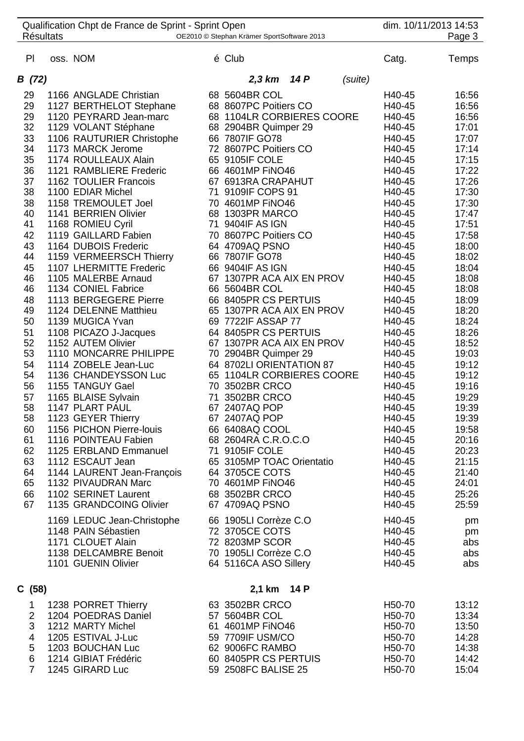Qualification Chpt de France de Sprint - Sprint Open

Résultats

| Pl | oss. | NOM | é | Club | Catg. | Temps |
|---|---|---|---|---|---|---|
| **B (72)** | | | | **2,3 km 14 P** *(suite)* | | |
| 29 | 1166 | ANGLADE Christian | 68 | 5604BR COL | H40-45 | 16:56 |
| 29 | 1127 | BERTHELOT Stephane | 68 | 8607PC Poitiers CO | H40-45 | 16:56 |
| 29 | 1120 | PEYRARD Jean-marc | 68 | 1104LR CORBIERES COORE | H40-45 | 16:56 |
| 32 | 1129 | VOLANT Stéphane | 68 | 2904BR Quimper 29 | H40-45 | 17:01 |
| 33 | 1106 | RAUTURIER Christophe | 66 | 7807IF GO78 | H40-45 | 17:07 |
| 34 | 1173 | MARCK Jerome | 72 | 8607PC Poitiers CO | H40-45 | 17:14 |
| 35 | 1174 | ROULLEAUX Alain | 65 | 9105IF COLE | H40-45 | 17:15 |
| 36 | 1121 | RAMBLIERE Frederic | 66 | 4601MP FiNO46 | H40-45 | 17:22 |
| 37 | 1162 | TOULIER Francois | 67 | 6913RA CRAPAHUT | H40-45 | 17:26 |
| 38 | 1100 | EDIAR Michel | 71 | 9109IF COPS 91 | H40-45 | 17:30 |
| 38 | 1158 | TREMOULET Joel | 70 | 4601MP FiNO46 | H40-45 | 17:30 |
| 40 | 1141 | BERRIEN Olivier | 68 | 1303PR MARCO | H40-45 | 17:47 |
| 41 | 1168 | ROMIEU Cyril | 71 | 9404IF AS IGN | H40-45 | 17:51 |
| 42 | 1119 | GAILLARD Fabien | 70 | 8607PC Poitiers CO | H40-45 | 17:58 |
| 43 | 1164 | DUBOIS Frederic | 64 | 4709AQ PSNO | H40-45 | 18:00 |
| 44 | 1159 | VERMEERSCH Thierry | 66 | 7807IF GO78 | H40-45 | 18:02 |
| 45 | 1107 | LHERMITTE Frederic | 66 | 9404IF AS IGN | H40-45 | 18:04 |
| 46 | 1105 | MALERBE Arnaud | 67 | 1307PR ACA AIX EN PROV | H40-45 | 18:08 |
| 46 | 1134 | CONIEL Fabrice | 66 | 5604BR COL | H40-45 | 18:08 |
| 48 | 1113 | BERGEGERE Pierre | 66 | 8405PR CS PERTUIS | H40-45 | 18:09 |
| 49 | 1124 | DELENNE Matthieu | 65 | 1307PR ACA AIX EN PROV | H40-45 | 18:20 |
| 50 | 1139 | MUGICA Yvan | 69 | 7722IF ASSAP 77 | H40-45 | 18:24 |
| 51 | 1108 | PICAZO J-Jacques | 64 | 8405PR CS PERTUIS | H40-45 | 18:26 |
| 52 | 1152 | AUTEM Olivier | 67 | 1307PR ACA AIX EN PROV | H40-45 | 18:52 |
| 53 | 1110 | MONCARRE PHILIPPE | 70 | 2904BR Quimper 29 | H40-45 | 19:03 |
| 54 | 1114 | ZOBELE Jean-Luc | 64 | 8702LI ORIENTATION 87 | H40-45 | 19:12 |
| 54 | 1136 | CHANDEYSSON Luc | 65 | 1104LR CORBIERES COORE | H40-45 | 19:12 |
| 56 | 1155 | TANGUY Gael | 70 | 3502BR CRCO | H40-45 | 19:16 |
| 57 | 1165 | BLAISE Sylvain | 71 | 3502BR CRCO | H40-45 | 19:29 |
| 58 | 1147 | PLART PAUL | 67 | 2407AQ POP | H40-45 | 19:39 |
| 58 | 1123 | GEYER Thierry | 67 | 2407AQ POP | H40-45 | 19:39 |
| 60 | 1156 | PICHON Pierre-louis | 66 | 6408AQ COOL | H40-45 | 19:58 |
| 61 | 1116 | POINTEAU Fabien | 68 | 2604RA C.R.O.C.O | H40-45 | 20:16 |
| 62 | 1125 | ERBLAND Emmanuel | 71 | 9105IF COLE | H40-45 | 20:23 |
| 63 | 1112 | ESCAUT Jean | 65 | 3105MP TOAC Orientatio | H40-45 | 21:15 |
| 64 | 1144 | LAURENT Jean-François | 64 | 3705CE COTS | H40-45 | 21:40 |
| 65 | 1132 | PIVAUDRAN Marc | 70 | 4601MP FiNO46 | H40-45 | 24:01 |
| 66 | 1102 | SERINET Laurent | 68 | 3502BR CRCO | H40-45 | 25:26 |
| 67 | 1135 | GRANDCOING Olivier | 67 | 4709AQ PSNO | H40-45 | 25:59 |
| | 1169 | LEDUC Jean-Christophe | 66 | 1905LI Corrèze C.O | H40-45 | pm |
| | 1148 | PAIN Sébastien | 72 | 3705CE COTS | H40-45 | pm |
| | 1171 | CLOUET Alain | 72 | 8203MP SCOR | H40-45 | abs |
| | 1138 | DELCAMBRE Benoit | 70 | 1905LI Corrèze C.O | H40-45 | abs |
| | 1101 | GUENIN Olivier | 64 | 5116CA ASO Sillery | H40-45 | abs |
| **C (58)** | | | | **2,1 km 14 P** | | |
| 1 | 1238 | PORRET Thierry | 63 | 3502BR CRCO | H50-70 | 13:12 |
| 2 | 1204 | POEDRAS Daniel | 57 | 5604BR COL | H50-70 | 13:34 |
| 3 | 1212 | MARTY Michel | 61 | 4601MP FiNO46 | H50-70 | 13:50 |
| 4 | 1205 | ESTIVAL J-Luc | 59 | 7709IF USM/CO | H50-70 | 14:28 |
| 5 | 1203 | BOUCHAN Luc | 62 | 9006FC RAMBO | H50-70 | 14:38 |
| 6 | 1214 | GIBIAT Frédéric | 60 | 8405PR CS PERTUIS | H50-70 | 14:42 |
| 7 | 1245 | GIRARD Luc | 59 | 2508FC BALISE 25 | H50-70 | 15:04 |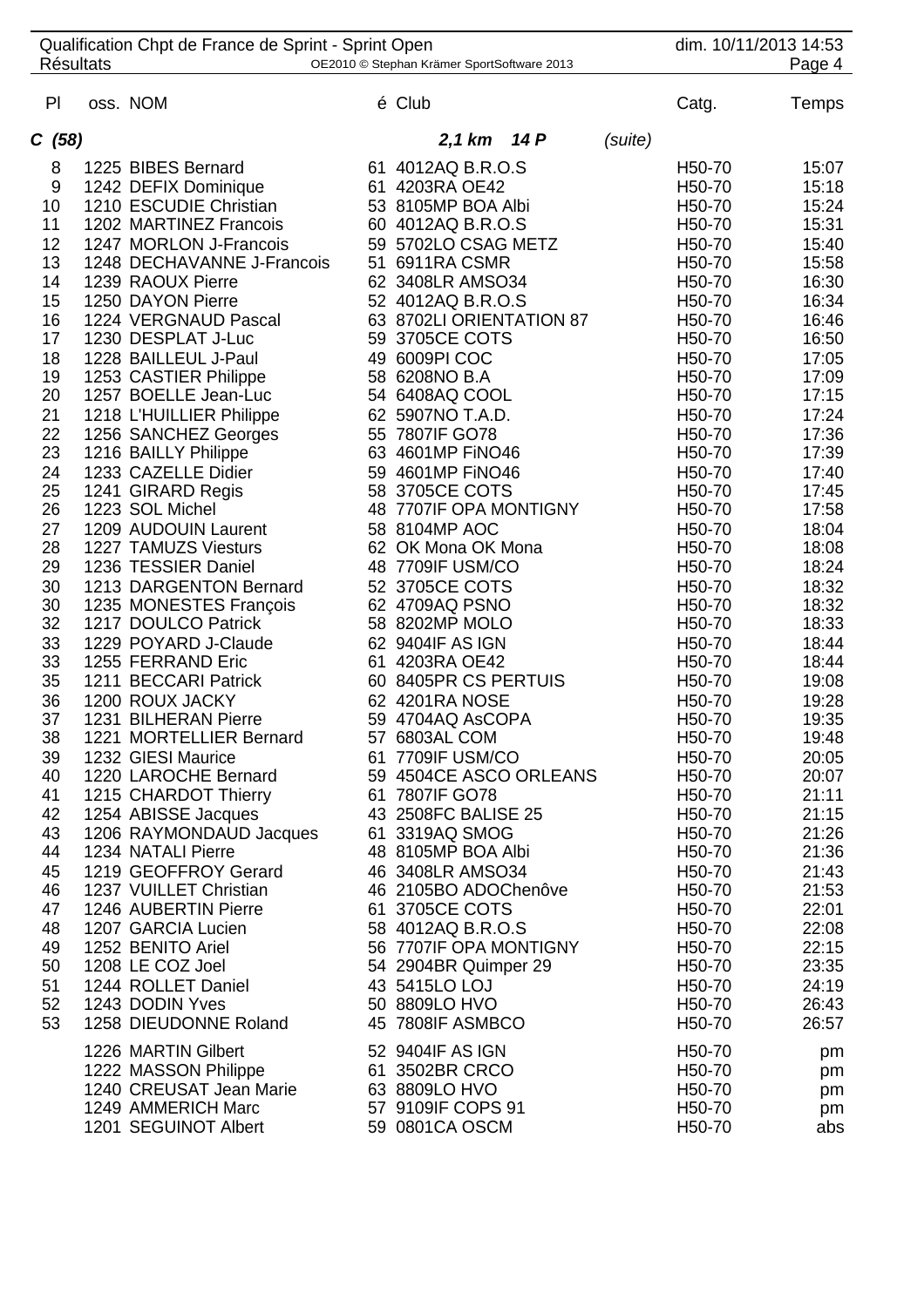Qualification Chpt de France de Sprint - Sprint Open — dim. 10/11/2013 14:53

Résultats — OE2010 © Stephan Krämer SportSoftware 2013

| Pl | oss. | NOM | é | Club | Catg. | Temps |
|---|---|---|---|---|---|---|
| **C (58)** | | | | ***2,1 km 14 P*** *(suite)* | | |
| 8 | 1225 | BIBES Bernard | 61 | 4012AQ B.R.O.S | H50-70 | 15:07 |
| 9 | 1242 | DEFIX Dominique | 61 | 4203RA OE42 | H50-70 | 15:18 |
| 10 | 1210 | ESCUDIE Christian | 53 | 8105MP BOA Albi | H50-70 | 15:24 |
| 11 | 1202 | MARTINEZ Francois | 60 | 4012AQ B.R.O.S | H50-70 | 15:31 |
| 12 | 1247 | MORLON J-Francois | 59 | 5702LO CSAG METZ | H50-70 | 15:40 |
| 13 | 1248 | DECHAVANNE J-Francois | 51 | 6911RA CSMR | H50-70 | 15:58 |
| 14 | 1239 | RAOUX Pierre | 62 | 3408LR AMSO34 | H50-70 | 16:30 |
| 15 | 1250 | DAYON Pierre | 52 | 4012AQ B.R.O.S | H50-70 | 16:34 |
| 16 | 1224 | VERGNAUD Pascal | 63 | 8702LI ORIENTATION 87 | H50-70 | 16:46 |
| 17 | 1230 | DESPLAT J-Luc | 59 | 3705CE COTS | H50-70 | 16:50 |
| 18 | 1228 | BAILLEUL J-Paul | 49 | 6009PI COC | H50-70 | 17:05 |
| 19 | 1253 | CASTIER Philippe | 58 | 6208NO B.A | H50-70 | 17:09 |
| 20 | 1257 | BOELLE Jean-Luc | 54 | 6408AQ COOL | H50-70 | 17:15 |
| 21 | 1218 | L'HUILLIER Philippe | 62 | 5907NO T.A.D. | H50-70 | 17:24 |
| 22 | 1256 | SANCHEZ Georges | 55 | 7807IF GO78 | H50-70 | 17:36 |
| 23 | 1216 | BAILLY Philippe | 63 | 4601MP FiNO46 | H50-70 | 17:39 |
| 24 | 1233 | CAZELLE Didier | 59 | 4601MP FiNO46 | H50-70 | 17:40 |
| 25 | 1241 | GIRARD Regis | 58 | 3705CE COTS | H50-70 | 17:45 |
| 26 | 1223 | SOL Michel | 48 | 7707IF OPA MONTIGNY | H50-70 | 17:58 |
| 27 | 1209 | AUDOUIN Laurent | 58 | 8104MP AOC | H50-70 | 18:04 |
| 28 | 1227 | TAMUZS Viesturs | 62 | OK Mona OK Mona | H50-70 | 18:08 |
| 29 | 1236 | TESSIER Daniel | 48 | 7709IF USM/CO | H50-70 | 18:24 |
| 30 | 1213 | DARGENTON Bernard | 52 | 3705CE COTS | H50-70 | 18:32 |
| 30 | 1235 | MONESTES François | 62 | 4709AQ PSNO | H50-70 | 18:32 |
| 32 | 1217 | DOULCO Patrick | 58 | 8202MP MOLO | H50-70 | 18:33 |
| 33 | 1229 | POYARD J-Claude | 62 | 9404IF AS IGN | H50-70 | 18:44 |
| 33 | 1255 | FERRAND Eric | 61 | 4203RA OE42 | H50-70 | 18:44 |
| 35 | 1211 | BECCARI Patrick | 60 | 8405PR CS PERTUIS | H50-70 | 19:08 |
| 36 | 1200 | ROUX JACKY | 62 | 4201RA NOSE | H50-70 | 19:28 |
| 37 | 1231 | BILHERAN Pierre | 59 | 4704AQ AsCOPA | H50-70 | 19:35 |
| 38 | 1221 | MORTELLIER Bernard | 57 | 6803AL COM | H50-70 | 19:48 |
| 39 | 1232 | GIESI Maurice | 61 | 7709IF USM/CO | H50-70 | 20:05 |
| 40 | 1220 | LAROCHE Bernard | 59 | 4504CE ASCO ORLEANS | H50-70 | 20:07 |
| 41 | 1215 | CHARDOT Thierry | 61 | 7807IF GO78 | H50-70 | 21:11 |
| 42 | 1254 | ABISSE Jacques | 43 | 2508FC BALISE 25 | H50-70 | 21:15 |
| 43 | 1206 | RAYMONDAUD Jacques | 61 | 3319AQ SMOG | H50-70 | 21:26 |
| 44 | 1234 | NATALI Pierre | 48 | 8105MP BOA Albi | H50-70 | 21:36 |
| 45 | 1219 | GEOFFROY Gerard | 46 | 3408LR AMSO34 | H50-70 | 21:43 |
| 46 | 1237 | VUILLET Christian | 46 | 2105BO ADOChenôve | H50-70 | 21:53 |
| 47 | 1246 | AUBERTIN Pierre | 61 | 3705CE COTS | H50-70 | 22:01 |
| 48 | 1207 | GARCIA Lucien | 58 | 4012AQ B.R.O.S | H50-70 | 22:08 |
| 49 | 1252 | BENITO Ariel | 56 | 7707IF OPA MONTIGNY | H50-70 | 22:15 |
| 50 | 1208 | LE COZ Joel | 54 | 2904BR Quimper 29 | H50-70 | 23:35 |
| 51 | 1244 | ROLLET Daniel | 43 | 5415LO LOJ | H50-70 | 24:19 |
| 52 | 1243 | DODIN Yves | 50 | 8809LO HVO | H50-70 | 26:43 |
| 53 | 1258 | DIEUDONNE Roland | 45 | 7808IF ASMBCO | H50-70 | 26:57 |
| | 1226 | MARTIN Gilbert | 52 | 9404IF AS IGN | H50-70 | pm |
| | 1222 | MASSON Philippe | 61 | 3502BR CRCO | H50-70 | pm |
| | 1240 | CREUSAT Jean Marie | 63 | 8809LO HVO | H50-70 | pm |
| | 1249 | AMMERICH Marc | 57 | 9109IF COPS 91 | H50-70 | pm |
| | 1201 | SEGUINOT Albert | 59 | 0801CA OSCM | H50-70 | abs |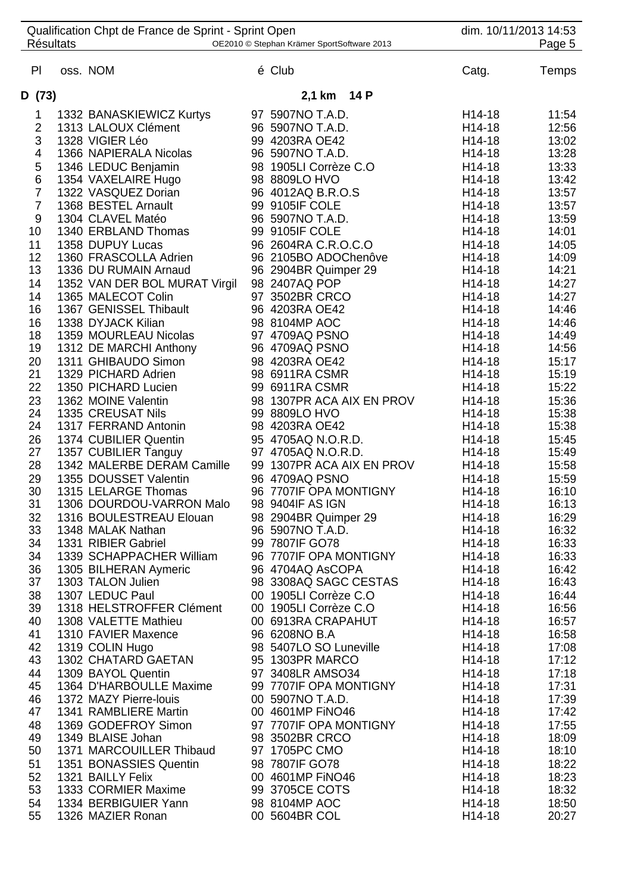Qualification Chpt de France de Sprint - Sprint Open

Résultats

## D (73) — 2,1 km 14 P

| Pl | oss. | NOM | é | Club | Catg. | Temps |
|---|---|---|---|---|---|---|
| 1 | 1332 | BANASKIEWICZ Kurtys | 97 | 5907NO T.A.D. | H14-18 | 11:54 |
| 2 | 1313 | LALOUX Clément | 96 | 5907NO T.A.D. | H14-18 | 12:56 |
| 3 | 1328 | VIGIER Léo | 99 | 4203RA OE42 | H14-18 | 13:02 |
| 4 | 1366 | NAPIERALA Nicolas | 96 | 5907NO T.A.D. | H14-18 | 13:28 |
| 5 | 1346 | LEDUC Benjamin | 98 | 1905LI Corrèze C.O | H14-18 | 13:33 |
| 6 | 1354 | VAXELAIRE Hugo | 98 | 8809LO HVO | H14-18 | 13:42 |
| 7 | 1322 | VASQUEZ Dorian | 96 | 4012AQ B.R.O.S | H14-18 | 13:57 |
| 7 | 1368 | BESTEL Arnault | 99 | 9105IF COLE | H14-18 | 13:57 |
| 9 | 1304 | CLAVEL Matéo | 96 | 5907NO T.A.D. | H14-18 | 13:59 |
| 10 | 1340 | ERBLAND Thomas | 99 | 9105IF COLE | H14-18 | 14:01 |
| 11 | 1358 | DUPUY Lucas | 96 | 2604RA C.R.O.C.O | H14-18 | 14:05 |
| 12 | 1360 | FRASCOLLA Adrien | 96 | 2105BO ADOChenôve | H14-18 | 14:09 |
| 13 | 1336 | DU RUMAIN Arnaud | 96 | 2904BR Quimper 29 | H14-18 | 14:21 |
| 14 | 1352 | VAN DER BOL MURAT Virgil | 98 | 2407AQ POP | H14-18 | 14:27 |
| 14 | 1365 | MALECOT Colin | 97 | 3502BR CRCO | H14-18 | 14:27 |
| 16 | 1367 | GENISSEL Thibault | 96 | 4203RA OE42 | H14-18 | 14:46 |
| 16 | 1338 | DYJACK Kilian | 98 | 8104MP AOC | H14-18 | 14:46 |
| 18 | 1359 | MOURLEAU Nicolas | 97 | 4709AQ PSNO | H14-18 | 14:49 |
| 19 | 1312 | DE MARCHI Anthony | 96 | 4709AQ PSNO | H14-18 | 14:56 |
| 20 | 1311 | GHIBAUDO Simon | 98 | 4203RA OE42 | H14-18 | 15:17 |
| 21 | 1329 | PICHARD Adrien | 98 | 6911RA CSMR | H14-18 | 15:19 |
| 22 | 1350 | PICHARD Lucien | 99 | 6911RA CSMR | H14-18 | 15:22 |
| 23 | 1362 | MOINE Valentin | 98 | 1307PR ACA AIX EN PROV | H14-18 | 15:36 |
| 24 | 1335 | CREUSAT Nils | 99 | 8809LO HVO | H14-18 | 15:38 |
| 24 | 1317 | FERRAND Antonin | 98 | 4203RA OE42 | H14-18 | 15:38 |
| 26 | 1374 | CUBILIER Quentin | 95 | 4705AQ N.O.R.D. | H14-18 | 15:45 |
| 27 | 1357 | CUBILIER Tanguy | 97 | 4705AQ N.O.R.D. | H14-18 | 15:49 |
| 28 | 1342 | MALERBE DERAM Camille | 99 | 1307PR ACA AIX EN PROV | H14-18 | 15:58 |
| 29 | 1355 | DOUSSET Valentin | 96 | 4709AQ PSNO | H14-18 | 15:59 |
| 30 | 1315 | LELARGE Thomas | 96 | 7707IF OPA MONTIGNY | H14-18 | 16:10 |
| 31 | 1306 | DOURDOU-VARRON Malo | 98 | 9404IF AS IGN | H14-18 | 16:13 |
| 32 | 1316 | BOULESTREAU Elouan | 98 | 2904BR Quimper 29 | H14-18 | 16:29 |
| 33 | 1348 | MALAK Nathan | 96 | 5907NO T.A.D. | H14-18 | 16:32 |
| 34 | 1331 | RIBIER Gabriel | 99 | 7807IF GO78 | H14-18 | 16:33 |
| 34 | 1339 | SCHAPPACHER William | 96 | 7707IF OPA MONTIGNY | H14-18 | 16:33 |
| 36 | 1305 | BILHERAN Aymeric | 96 | 4704AQ AsCOPA | H14-18 | 16:42 |
| 37 | 1303 | TALON Julien | 98 | 3308AQ SAGC CESTAS | H14-18 | 16:43 |
| 38 | 1307 | LEDUC Paul | 00 | 1905LI Corrèze C.O | H14-18 | 16:44 |
| 39 | 1318 | HELSTROFFER Clément | 00 | 1905LI Corrèze C.O | H14-18 | 16:56 |
| 40 | 1308 | VALETTE Mathieu | 00 | 6913RA CRAPAHUT | H14-18 | 16:57 |
| 41 | 1310 | FAVIER Maxence | 96 | 6208NO B.A | H14-18 | 16:58 |
| 42 | 1319 | COLIN Hugo | 98 | 5407LO SO Luneville | H14-18 | 17:08 |
| 43 | 1302 | CHATARD GAETAN | 95 | 1303PR MARCO | H14-18 | 17:12 |
| 44 | 1309 | BAYOL Quentin | 97 | 3408LR AMSO34 | H14-18 | 17:18 |
| 45 | 1364 | D'HARBOULLE Maxime | 99 | 7707IF OPA MONTIGNY | H14-18 | 17:31 |
| 46 | 1372 | MAZY Pierre-louis | 00 | 5907NO T.A.D. | H14-18 | 17:39 |
| 47 | 1341 | RAMBLIERE Martin | 00 | 4601MP FiNO46 | H14-18 | 17:42 |
| 48 | 1369 | GODEFROY Simon | 97 | 7707IF OPA MONTIGNY | H14-18 | 17:55 |
| 49 | 1349 | BLAISE Johan | 98 | 3502BR CRCO | H14-18 | 18:09 |
| 50 | 1371 | MARCOUILLER Thibaud | 97 | 1705PC CMO | H14-18 | 18:10 |
| 51 | 1351 | BONASSIES Quentin | 98 | 7807IF GO78 | H14-18 | 18:22 |
| 52 | 1321 | BAILLY Felix | 00 | 4601MP FiNO46 | H14-18 | 18:23 |
| 53 | 1333 | CORMIER Maxime | 99 | 3705CE COTS | H14-18 | 18:32 |
| 54 | 1334 | BERBIGUIER Yann | 98 | 8104MP AOC | H14-18 | 18:50 |
| 55 | 1326 | MAZIER Ronan | 00 | 5604BR COL | H14-18 | 20:27 |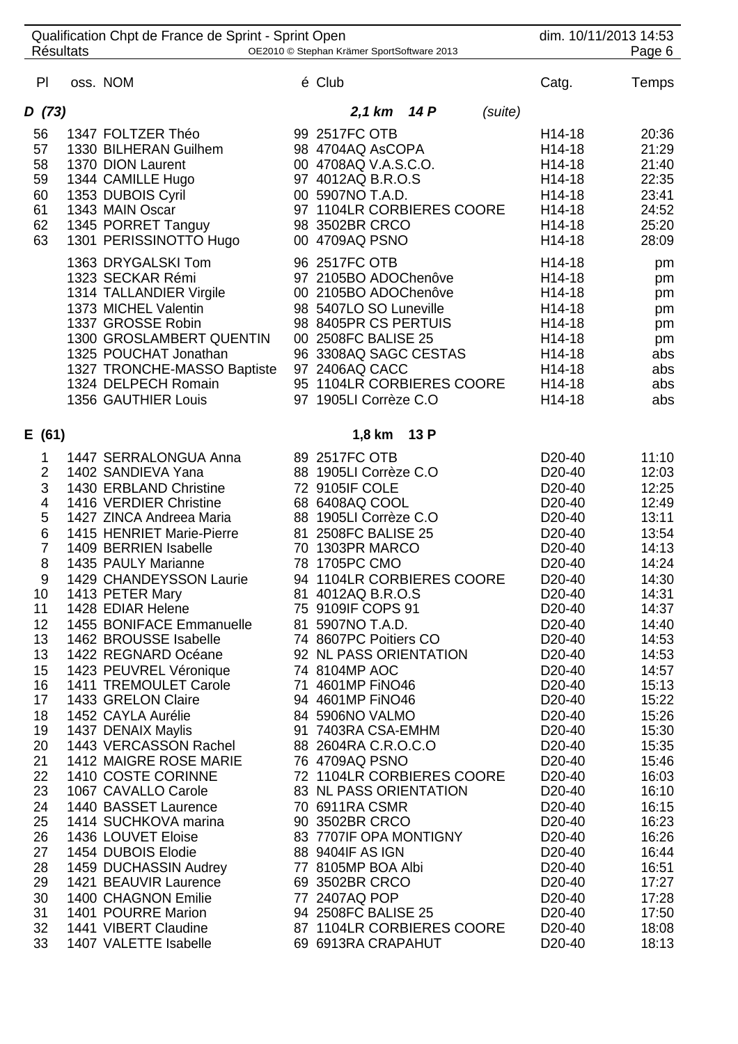| Pl | oss. | NOM | é | Club | Catg. | Temps |
|---|---|---|---|---|---|---|
| **D (73)** | | | | **2,1 km 14 P** (suite) | | |
| 56 | 1347 | FOLTZER Théo | 99 | 2517FC OTB | H14-18 | 20:36 |
| 57 | 1330 | BILHERAN Guilhem | 98 | 4704AQ AsCOPA | H14-18 | 21:29 |
| 58 | 1370 | DION Laurent | 00 | 4708AQ V.A.S.C.O. | H14-18 | 21:40 |
| 59 | 1344 | CAMILLE Hugo | 97 | 4012AQ B.R.O.S | H14-18 | 22:35 |
| 60 | 1353 | DUBOIS Cyril | 00 | 5907NO T.A.D. | H14-18 | 23:41 |
| 61 | 1343 | MAIN Oscar | 97 | 1104LR CORBIERES COORE | H14-18 | 24:52 |
| 62 | 1345 | PORRET Tanguy | 98 | 3502BR CRCO | H14-18 | 25:20 |
| 63 | 1301 | PERISSINOTTO Hugo | 00 | 4709AQ PSNO | H14-18 | 28:09 |
| | 1363 | DRYGALSKI Tom | 96 | 2517FC OTB | H14-18 | pm |
| | 1323 | SECKAR Rémi | 97 | 2105BO ADOChenôve | H14-18 | pm |
| | 1314 | TALLANDIER Virgile | 00 | 2105BO ADOChenôve | H14-18 | pm |
| | 1373 | MICHEL Valentin | 98 | 5407LO SO Luneville | H14-18 | pm |
| | 1337 | GROSSE Robin | 98 | 8405PR CS PERTUIS | H14-18 | pm |
| | 1300 | GROSLAMBERT QUENTIN | 00 | 2508FC BALISE 25 | H14-18 | pm |
| | 1325 | POUCHAT Jonathan | 96 | 3308AQ SAGC CESTAS | H14-18 | abs |
| | 1327 | TRONCHE-MASSO Baptiste | 97 | 2406AQ CACC | H14-18 | abs |
| | 1324 | DELPECH Romain | 95 | 1104LR CORBIERES COORE | H14-18 | abs |
| | 1356 | GAUTHIER Louis | 97 | 1905LI Corrèze C.O | H14-18 | abs |
| **E (61)** | | | | **1,8 km 13 P** | | |
| 1 | 1447 | SERRALONGUA Anna | 89 | 2517FC OTB | D20-40 | 11:10 |
| 2 | 1402 | SANDIEVA Yana | 88 | 1905LI Corrèze C.O | D20-40 | 12:03 |
| 3 | 1430 | ERBLAND Christine | 72 | 9105IF COLE | D20-40 | 12:25 |
| 4 | 1416 | VERDIER Christine | 68 | 6408AQ COOL | D20-40 | 12:49 |
| 5 | 1427 | ZINCA Andreea Maria | 88 | 1905LI Corrèze C.O | D20-40 | 13:11 |
| 6 | 1415 | HENRIET Marie-Pierre | 81 | 2508FC BALISE 25 | D20-40 | 13:54 |
| 7 | 1409 | BERRIEN Isabelle | 70 | 1303PR MARCO | D20-40 | 14:13 |
| 8 | 1435 | PAULY Marianne | 78 | 1705PC CMO | D20-40 | 14:24 |
| 9 | 1429 | CHANDEYSSON Laurie | 94 | 1104LR CORBIERES COORE | D20-40 | 14:30 |
| 10 | 1413 | PETER Mary | 81 | 4012AQ B.R.O.S | D20-40 | 14:31 |
| 11 | 1428 | EDIAR Helene | 75 | 9109IF COPS 91 | D20-40 | 14:37 |
| 12 | 1455 | BONIFACE Emmanuelle | 81 | 5907NO T.A.D. | D20-40 | 14:40 |
| 13 | 1462 | BROUSSE Isabelle | 74 | 8607PC Poitiers CO | D20-40 | 14:53 |
| 13 | 1422 | REGNARD Océane | 92 | NL PASS ORIENTATION | D20-40 | 14:53 |
| 15 | 1423 | PEUVREL Véronique | 74 | 8104MP AOC | D20-40 | 14:57 |
| 16 | 1411 | TREMOULET Carole | 71 | 4601MP FiNO46 | D20-40 | 15:13 |
| 17 | 1433 | GRELON Claire | 94 | 4601MP FiNO46 | D20-40 | 15:22 |
| 18 | 1452 | CAYLA Aurélie | 84 | 5906NO VALMO | D20-40 | 15:26 |
| 19 | 1437 | DENAIX Maylis | 91 | 7403RA CSA-EMHM | D20-40 | 15:30 |
| 20 | 1443 | VERCASSON Rachel | 88 | 2604RA C.R.O.C.O | D20-40 | 15:35 |
| 21 | 1412 | MAIGRE ROSE MARIE | 76 | 4709AQ PSNO | D20-40 | 15:46 |
| 22 | 1410 | COSTE CORINNE | 72 | 1104LR CORBIERES COORE | D20-40 | 16:03 |
| 23 | 1067 | CAVALLO Carole | 83 | NL PASS ORIENTATION | D20-40 | 16:10 |
| 24 | 1440 | BASSET Laurence | 70 | 6911RA CSMR | D20-40 | 16:15 |
| 25 | 1414 | SUCHKOVA marina | 90 | 3502BR CRCO | D20-40 | 16:23 |
| 26 | 1436 | LOUVET Eloise | 83 | 7707IF OPA MONTIGNY | D20-40 | 16:26 |
| 27 | 1454 | DUBOIS Elodie | 88 | 9404IF AS IGN | D20-40 | 16:44 |
| 28 | 1459 | DUCHASSIN Audrey | 77 | 8105MP BOA Albi | D20-40 | 16:51 |
| 29 | 1421 | BEAUVIR Laurence | 69 | 3502BR CRCO | D20-40 | 17:27 |
| 30 | 1400 | CHAGNON Emilie | 77 | 2407AQ POP | D20-40 | 17:28 |
| 31 | 1401 | POURRE Marion | 94 | 2508FC BALISE 25 | D20-40 | 17:50 |
| 32 | 1441 | VIBERT Claudine | 87 | 1104LR CORBIERES COORE | D20-40 | 18:08 |
| 33 | 1407 | VALETTE Isabelle | 69 | 6913RA CRAPAHUT | D20-40 | 18:13 |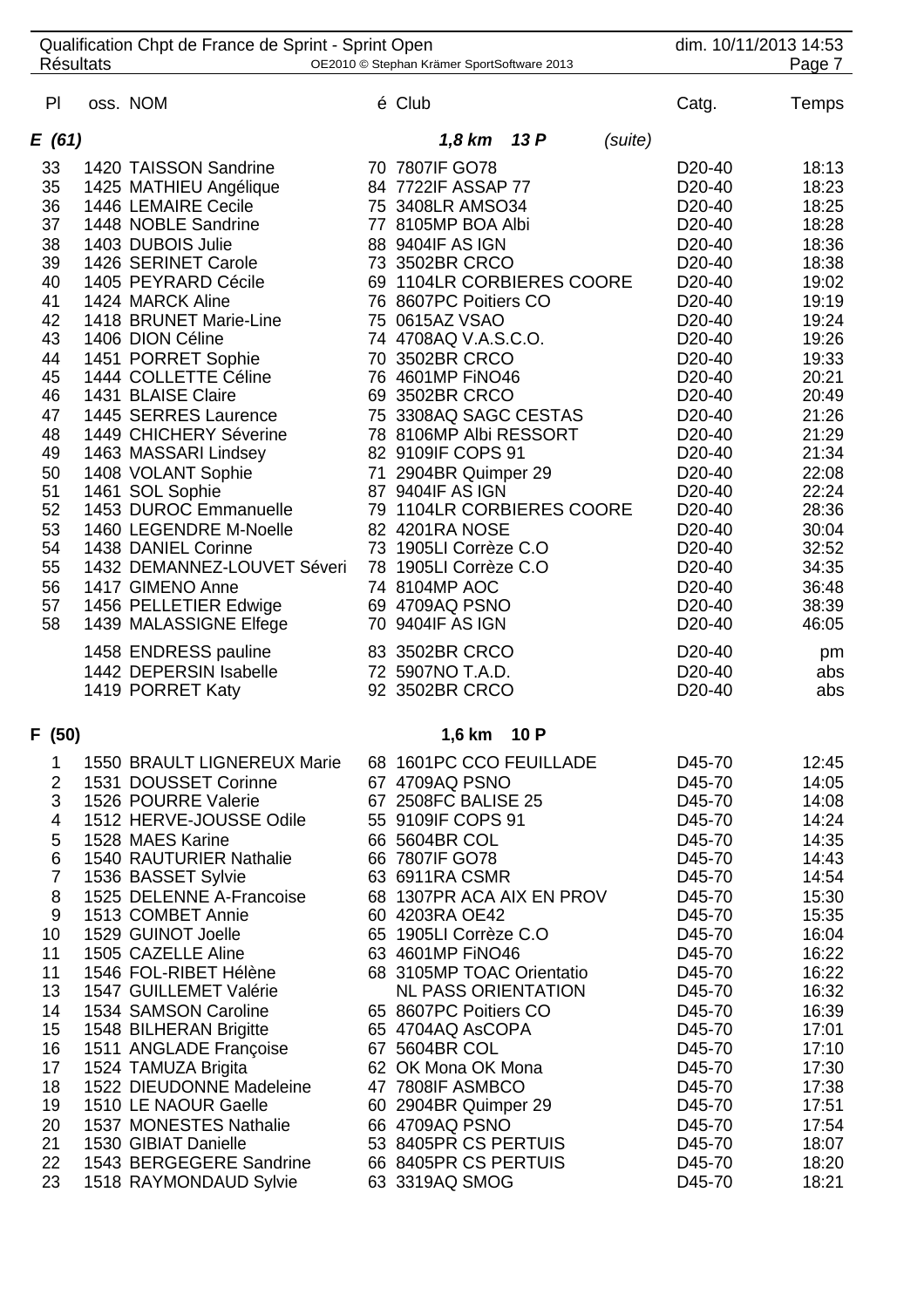Qualification Chpt de France de Sprint - Sprint Open — dim. 10/11/2013 14:53

Résultats — OE2010 © Stephan Krämer SportSoftware 2013

| Pl | oss. | NOM | é | Club | Catg. | Temps |
|---|---|---|---|---|---|---|
| ***E (61)*** | | | | ***1,8 km 13 P*** *(suite)* | | |
| 33 | 1420 | TAISSON Sandrine | 70 | 7807IF GO78 | D20-40 | 18:13 |
| 35 | 1425 | MATHIEU Angélique | 84 | 7722IF ASSAP 77 | D20-40 | 18:23 |
| 36 | 1446 | LEMAIRE Cecile | 75 | 3408LR AMSO34 | D20-40 | 18:25 |
| 37 | 1448 | NOBLE Sandrine | 77 | 8105MP BOA Albi | D20-40 | 18:28 |
| 38 | 1403 | DUBOIS Julie | 88 | 9404IF AS IGN | D20-40 | 18:36 |
| 39 | 1426 | SERINET Carole | 73 | 3502BR CRCO | D20-40 | 18:38 |
| 40 | 1405 | PEYRARD Cécile | 69 | 1104LR CORBIERES COORE | D20-40 | 19:02 |
| 41 | 1424 | MARCK Aline | 76 | 8607PC Poitiers CO | D20-40 | 19:19 |
| 42 | 1418 | BRUNET Marie-Line | 75 | 0615AZ VSAO | D20-40 | 19:24 |
| 43 | 1406 | DION Céline | 74 | 4708AQ V.A.S.C.O. | D20-40 | 19:26 |
| 44 | 1451 | PORRET Sophie | 70 | 3502BR CRCO | D20-40 | 19:33 |
| 45 | 1444 | COLLETTE Céline | 76 | 4601MP FiNO46 | D20-40 | 20:21 |
| 46 | 1431 | BLAISE Claire | 69 | 3502BR CRCO | D20-40 | 20:49 |
| 47 | 1445 | SERRES Laurence | 75 | 3308AQ SAGC CESTAS | D20-40 | 21:26 |
| 48 | 1449 | CHICHERY Séverine | 78 | 8106MP Albi RESSORT | D20-40 | 21:29 |
| 49 | 1463 | MASSARI Lindsey | 82 | 9109IF COPS 91 | D20-40 | 21:34 |
| 50 | 1408 | VOLANT Sophie | 71 | 2904BR Quimper 29 | D20-40 | 22:08 |
| 51 | 1461 | SOL Sophie | 87 | 9404IF AS IGN | D20-40 | 22:24 |
| 52 | 1453 | DUROC Emmanuelle | 79 | 1104LR CORBIERES COORE | D20-40 | 28:36 |
| 53 | 1460 | LEGENDRE M-Noelle | 82 | 4201RA NOSE | D20-40 | 30:04 |
| 54 | 1438 | DANIEL Corinne | 73 | 1905LI Corrèze C.O | D20-40 | 32:52 |
| 55 | 1432 | DEMANNEZ-LOUVET Séveri | 78 | 1905LI Corrèze C.O | D20-40 | 34:35 |
| 56 | 1417 | GIMENO Anne | 74 | 8104MP AOC | D20-40 | 36:48 |
| 57 | 1456 | PELLETIER Edwige | 69 | 4709AQ PSNO | D20-40 | 38:39 |
| 58 | 1439 | MALASSIGNE Elfege | 70 | 9404IF AS IGN | D20-40 | 46:05 |
| | 1458 | ENDRESS pauline | 83 | 3502BR CRCO | D20-40 | pm |
| | 1442 | DEPERSIN Isabelle | 72 | 5907NO T.A.D. | D20-40 | abs |
| | 1419 | PORRET Katy | 92 | 3502BR CRCO | D20-40 | abs |
| **F (50)** | | | | **1,6 km 10 P** | | |
| 1 | 1550 | BRAULT LIGNEREUX Marie | 68 | 1601PC CCO FEUILLADE | D45-70 | 12:45 |
| 2 | 1531 | DOUSSET Corinne | 67 | 4709AQ PSNO | D45-70 | 14:05 |
| 3 | 1526 | POURRE Valerie | 67 | 2508FC BALISE 25 | D45-70 | 14:08 |
| 4 | 1512 | HERVE-JOUSSE Odile | 55 | 9109IF COPS 91 | D45-70 | 14:24 |
| 5 | 1528 | MAES Karine | 66 | 5604BR COL | D45-70 | 14:35 |
| 6 | 1540 | RAUTURIER Nathalie | 66 | 7807IF GO78 | D45-70 | 14:43 |
| 7 | 1536 | BASSET Sylvie | 63 | 6911RA CSMR | D45-70 | 14:54 |
| 8 | 1525 | DELENNE A-Francoise | 68 | 1307PR ACA AIX EN PROV | D45-70 | 15:30 |
| 9 | 1513 | COMBET Annie | 60 | 4203RA OE42 | D45-70 | 15:35 |
| 10 | 1529 | GUINOT Joelle | 65 | 1905LI Corrèze C.O | D45-70 | 16:04 |
| 11 | 1505 | CAZELLE Aline | 63 | 4601MP FiNO46 | D45-70 | 16:22 |
| 11 | 1546 | FOL-RIBET Hélène | 68 | 3105MP TOAC Orientatio | D45-70 | 16:22 |
| 13 | 1547 | GUILLEMET Valérie | | NL PASS ORIENTATION | D45-70 | 16:32 |
| 14 | 1534 | SAMSON Caroline | 65 | 8607PC Poitiers CO | D45-70 | 16:39 |
| 15 | 1548 | BILHERAN Brigitte | 65 | 4704AQ AsCOPA | D45-70 | 17:01 |
| 16 | 1511 | ANGLADE Françoise | 67 | 5604BR COL | D45-70 | 17:10 |
| 17 | 1524 | TAMUZA Brigita | 62 | OK Mona OK Mona | D45-70 | 17:30 |
| 18 | 1522 | DIEUDONNE Madeleine | 47 | 7808IF ASMBCO | D45-70 | 17:38 |
| 19 | 1510 | LE NAOUR Gaelle | 60 | 2904BR Quimper 29 | D45-70 | 17:51 |
| 20 | 1537 | MONESTES Nathalie | 66 | 4709AQ PSNO | D45-70 | 17:54 |
| 21 | 1530 | GIBIAT Danielle | 53 | 8405PR CS PERTUIS | D45-70 | 18:07 |
| 22 | 1543 | BERGEGERE Sandrine | 66 | 8405PR CS PERTUIS | D45-70 | 18:20 |
| 23 | 1518 | RAYMONDAUD Sylvie | 63 | 3319AQ SMOG | D45-70 | 18:21 |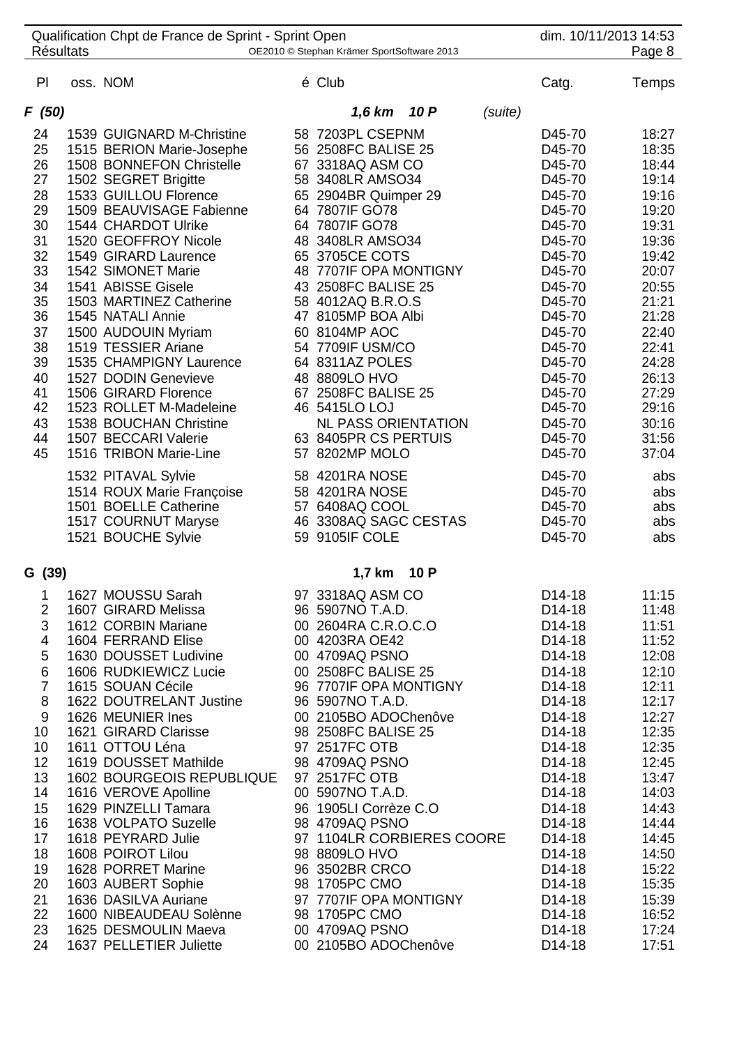| Pl | oss. | NOM | é | Club | Catg. | Temps |
|---|---|---|---|---|---|---|
| **F (50)** | | | | **1,6 km 10 P** *(suite)* | | |
| 24 | 1539 | GUIGNARD M-Christine | 58 | 7203PL CSEPNM | D45-70 | 18:27 |
| 25 | 1515 | BERION Marie-Josephe | 56 | 2508FC BALISE 25 | D45-70 | 18:35 |
| 26 | 1508 | BONNEFON Christelle | 67 | 3318AQ ASM CO | D45-70 | 18:44 |
| 27 | 1502 | SEGRET Brigitte | 58 | 3408LR AMSO34 | D45-70 | 19:14 |
| 28 | 1533 | GUILLOU Florence | 65 | 2904BR Quimper 29 | D45-70 | 19:16 |
| 29 | 1509 | BEAUVISAGE Fabienne | 64 | 7807IF GO78 | D45-70 | 19:20 |
| 30 | 1544 | CHARDOT Ulrike | 64 | 7807IF GO78 | D45-70 | 19:31 |
| 31 | 1520 | GEOFFROY Nicole | 48 | 3408LR AMSO34 | D45-70 | 19:36 |
| 32 | 1549 | GIRARD Laurence | 65 | 3705CE COTS | D45-70 | 19:42 |
| 33 | 1542 | SIMONET Marie | 48 | 7707IF OPA MONTIGNY | D45-70 | 20:07 |
| 34 | 1541 | ABISSE Gisele | 43 | 2508FC BALISE 25 | D45-70 | 20:55 |
| 35 | 1503 | MARTINEZ Catherine | 58 | 4012AQ B.R.O.S | D45-70 | 21:21 |
| 36 | 1545 | NATALI Annie | 47 | 8105MP BOA Albi | D45-70 | 21:28 |
| 37 | 1500 | AUDOUIN Myriam | 60 | 8104MP AOC | D45-70 | 22:40 |
| 38 | 1519 | TESSIER Ariane | 54 | 7709IF USM/CO | D45-70 | 22:41 |
| 39 | 1535 | CHAMPIGNY Laurence | 64 | 8311AZ POLES | D45-70 | 24:28 |
| 40 | 1527 | DODIN Genevieve | 48 | 8809LO HVO | D45-70 | 26:13 |
| 41 | 1506 | GIRARD Florence | 67 | 2508FC BALISE 25 | D45-70 | 27:29 |
| 42 | 1523 | ROLLET M-Madeleine | 46 | 5415LO LOJ | D45-70 | 29:16 |
| 43 | 1538 | BOUCHAN Christine | | NL PASS ORIENTATION | D45-70 | 30:16 |
| 44 | 1507 | BECCARI Valerie | 63 | 8405PR CS PERTUIS | D45-70 | 31:56 |
| 45 | 1516 | TRIBON Marie-Line | 57 | 8202MP MOLO | D45-70 | 37:04 |
| | 1532 | PITAVAL Sylvie | 58 | 4201RA NOSE | D45-70 | abs |
| | 1514 | ROUX Marie Françoise | 58 | 4201RA NOSE | D45-70 | abs |
| | 1501 | BOELLE Catherine | 57 | 6408AQ COOL | D45-70 | abs |
| | 1517 | COURNUT Maryse | 46 | 3308AQ SAGC CESTAS | D45-70 | abs |
| | 1521 | BOUCHE Sylvie | 59 | 9105IF COLE | D45-70 | abs |
| **G (39)** | | | | **1,7 km 10 P** | | |
| 1 | 1627 | MOUSSU Sarah | 97 | 3318AQ ASM CO | D14-18 | 11:15 |
| 2 | 1607 | GIRARD Melissa | 96 | 5907NO T.A.D. | D14-18 | 11:48 |
| 3 | 1612 | CORBIN Mariane | 00 | 2604RA C.R.O.C.O | D14-18 | 11:51 |
| 4 | 1604 | FERRAND Elise | 00 | 4203RA OE42 | D14-18 | 11:52 |
| 5 | 1630 | DOUSSET Ludivine | 00 | 4709AQ PSNO | D14-18 | 12:08 |
| 6 | 1606 | RUDKIEWICZ Lucie | 00 | 2508FC BALISE 25 | D14-18 | 12:10 |
| 7 | 1615 | SOUAN Cécile | 96 | 7707IF OPA MONTIGNY | D14-18 | 12:11 |
| 8 | 1622 | DOUTRELANT Justine | 96 | 5907NO T.A.D. | D14-18 | 12:17 |
| 9 | 1626 | MEUNIER Ines | 00 | 2105BO ADOChenôve | D14-18 | 12:27 |
| 10 | 1621 | GIRARD Clarisse | 98 | 2508FC BALISE 25 | D14-18 | 12:35 |
| 10 | 1611 | OTTOU Léna | 97 | 2517FC OTB | D14-18 | 12:35 |
| 12 | 1619 | DOUSSET Mathilde | 98 | 4709AQ PSNO | D14-18 | 12:45 |
| 13 | 1602 | BOURGEOIS REPUBLIQUE | 97 | 2517FC OTB | D14-18 | 13:47 |
| 14 | 1616 | VEROVE Apolline | 00 | 5907NO T.A.D. | D14-18 | 14:03 |
| 15 | 1629 | PINZELLI Tamara | 96 | 1905LI Corrèze C.O | D14-18 | 14:43 |
| 16 | 1638 | VOLPATO Suzelle | 98 | 4709AQ PSNO | D14-18 | 14:44 |
| 17 | 1618 | PEYRARD Julie | 97 | 1104LR CORBIERES COORE | D14-18 | 14:45 |
| 18 | 1608 | POIROT Lilou | 98 | 8809LO HVO | D14-18 | 14:50 |
| 19 | 1628 | PORRET Marine | 96 | 3502BR CRCO | D14-18 | 15:22 |
| 20 | 1603 | AUBERT Sophie | 98 | 1705PC CMO | D14-18 | 15:35 |
| 21 | 1636 | DASILVA Auriane | 97 | 7707IF OPA MONTIGNY | D14-18 | 15:39 |
| 22 | 1600 | NIBEAUDEAU Solènne | 98 | 1705PC CMO | D14-18 | 16:52 |
| 23 | 1625 | DESMOULIN Maeva | 00 | 4709AQ PSNO | D14-18 | 17:24 |
| 24 | 1637 | PELLETIER Juliette | 00 | 2105BO ADOChenôve | D14-18 | 17:51 |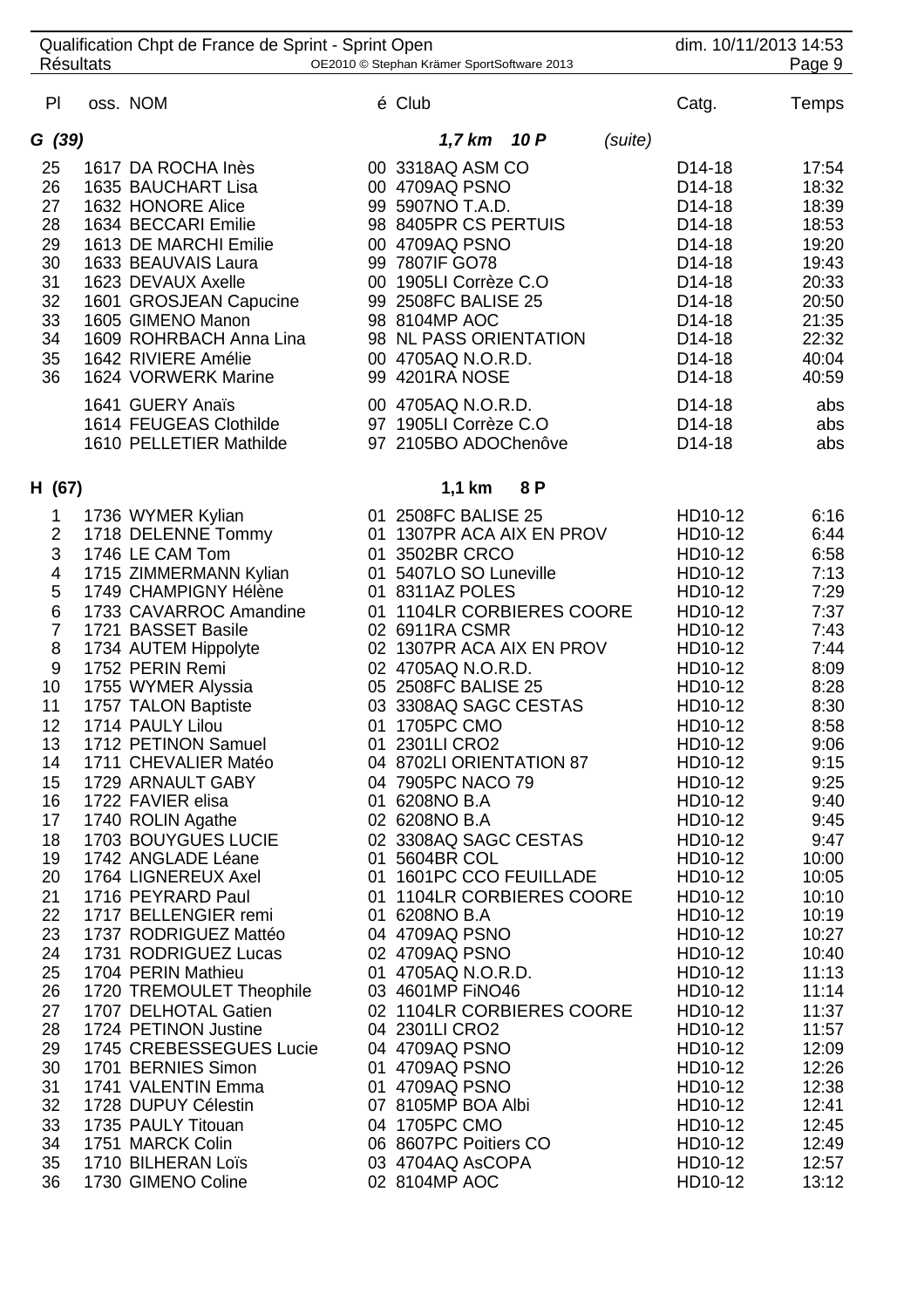Qualification Chpt de France de Sprint - Sprint Open — dim. 10/11/2013 14:53

Résultats — OE2010 © Stephan Krämer SportSoftware 2013

| Pl | oss. | NOM | é | Club | Catg. | Temps |
|---|---|---|---|---|---|---|
| **G (39)** | | | | **1,7 km 10 P** *(suite)* | | |
| 25 | 1617 | DA ROCHA Inès | 00 | 3318AQ ASM CO | D14-18 | 17:54 |
| 26 | 1635 | BAUCHART Lisa | 00 | 4709AQ PSNO | D14-18 | 18:32 |
| 27 | 1632 | HONORE Alice | 99 | 5907NO T.A.D. | D14-18 | 18:39 |
| 28 | 1634 | BECCARI Emilie | 98 | 8405PR CS PERTUIS | D14-18 | 18:53 |
| 29 | 1613 | DE MARCHI Emilie | 00 | 4709AQ PSNO | D14-18 | 19:20 |
| 30 | 1633 | BEAUVAIS Laura | 99 | 7807IF GO78 | D14-18 | 19:43 |
| 31 | 1623 | DEVAUX Axelle | 00 | 1905LI Corrèze C.O | D14-18 | 20:33 |
| 32 | 1601 | GROSJEAN Capucine | 99 | 2508FC BALISE 25 | D14-18 | 20:50 |
| 33 | 1605 | GIMENO Manon | 98 | 8104MP AOC | D14-18 | 21:35 |
| 34 | 1609 | ROHRBACH Anna Lina | 98 | NL PASS ORIENTATION | D14-18 | 22:32 |
| 35 | 1642 | RIVIERE Amélie | 00 | 4705AQ N.O.R.D. | D14-18 | 40:04 |
| 36 | 1624 | VORWERK Marine | 99 | 4201RA NOSE | D14-18 | 40:59 |
| | 1641 | GUERY Anaïs | 00 | 4705AQ N.O.R.D. | D14-18 | abs |
| | 1614 | FEUGEAS Clothilde | 97 | 1905LI Corrèze C.O | D14-18 | abs |
| | 1610 | PELLETIER Mathilde | 97 | 2105BO ADOChenôve | D14-18 | abs |
| **H (67)** | | | | **1,1 km 8 P** | | |
| 1 | 1736 | WYMER Kylian | 01 | 2508FC BALISE 25 | HD10-12 | 6:16 |
| 2 | 1718 | DELENNE Tommy | 01 | 1307PR ACA AIX EN PROV | HD10-12 | 6:44 |
| 3 | 1746 | LE CAM Tom | 01 | 3502BR CRCO | HD10-12 | 6:58 |
| 4 | 1715 | ZIMMERMANN Kylian | 01 | 5407LO SO Luneville | HD10-12 | 7:13 |
| 5 | 1749 | CHAMPIGNY Hélène | 01 | 8311AZ POLES | HD10-12 | 7:29 |
| 6 | 1733 | CAVARROC Amandine | 01 | 1104LR CORBIERES COORE | HD10-12 | 7:37 |
| 7 | 1721 | BASSET Basile | 02 | 6911RA CSMR | HD10-12 | 7:43 |
| 8 | 1734 | AUTEM Hippolyte | 02 | 1307PR ACA AIX EN PROV | HD10-12 | 7:44 |
| 9 | 1752 | PERIN Remi | 02 | 4705AQ N.O.R.D. | HD10-12 | 8:09 |
| 10 | 1755 | WYMER Alyssia | 05 | 2508FC BALISE 25 | HD10-12 | 8:28 |
| 11 | 1757 | TALON Baptiste | 03 | 3308AQ SAGC CESTAS | HD10-12 | 8:30 |
| 12 | 1714 | PAULY Lilou | 01 | 1705PC CMO | HD10-12 | 8:58 |
| 13 | 1712 | PETINON Samuel | 01 | 2301LI CRO2 | HD10-12 | 9:06 |
| 14 | 1711 | CHEVALIER Matéo | 04 | 8702LI ORIENTATION 87 | HD10-12 | 9:15 |
| 15 | 1729 | ARNAULT GABY | 04 | 7905PC NACO 79 | HD10-12 | 9:25 |
| 16 | 1722 | FAVIER elisa | 01 | 6208NO B.A | HD10-12 | 9:40 |
| 17 | 1740 | ROLIN Agathe | 02 | 6208NO B.A | HD10-12 | 9:45 |
| 18 | 1703 | BOUYGUES LUCIE | 02 | 3308AQ SAGC CESTAS | HD10-12 | 9:47 |
| 19 | 1742 | ANGLADE Léane | 01 | 5604BR COL | HD10-12 | 10:00 |
| 20 | 1764 | LIGNEREUX Axel | 01 | 1601PC CCO FEUILLADE | HD10-12 | 10:05 |
| 21 | 1716 | PEYRARD Paul | 01 | 1104LR CORBIERES COORE | HD10-12 | 10:10 |
| 22 | 1717 | BELLENGIER remi | 01 | 6208NO B.A | HD10-12 | 10:19 |
| 23 | 1737 | RODRIGUEZ Mattéo | 04 | 4709AQ PSNO | HD10-12 | 10:27 |
| 24 | 1731 | RODRIGUEZ Lucas | 02 | 4709AQ PSNO | HD10-12 | 10:40 |
| 25 | 1704 | PERIN Mathieu | 01 | 4705AQ N.O.R.D. | HD10-12 | 11:13 |
| 26 | 1720 | TREMOULET Theophile | 03 | 4601MP FiNO46 | HD10-12 | 11:14 |
| 27 | 1707 | DELHOTAL Gatien | 02 | 1104LR CORBIERES COORE | HD10-12 | 11:37 |
| 28 | 1724 | PETINON Justine | 04 | 2301LI CRO2 | HD10-12 | 11:57 |
| 29 | 1745 | CREBESSEGUES Lucie | 04 | 4709AQ PSNO | HD10-12 | 12:09 |
| 30 | 1701 | BERNIES Simon | 01 | 4709AQ PSNO | HD10-12 | 12:26 |
| 31 | 1741 | VALENTIN Emma | 01 | 4709AQ PSNO | HD10-12 | 12:38 |
| 32 | 1728 | DUPUY Célestin | 07 | 8105MP BOA Albi | HD10-12 | 12:41 |
| 33 | 1735 | PAULY Titouan | 04 | 1705PC CMO | HD10-12 | 12:45 |
| 34 | 1751 | MARCK Colin | 06 | 8607PC Poitiers CO | HD10-12 | 12:49 |
| 35 | 1710 | BILHERAN Loïs | 03 | 4704AQ AsCOPA | HD10-12 | 12:57 |
| 36 | 1730 | GIMENO Coline | 02 | 8104MP AOC | HD10-12 | 13:12 |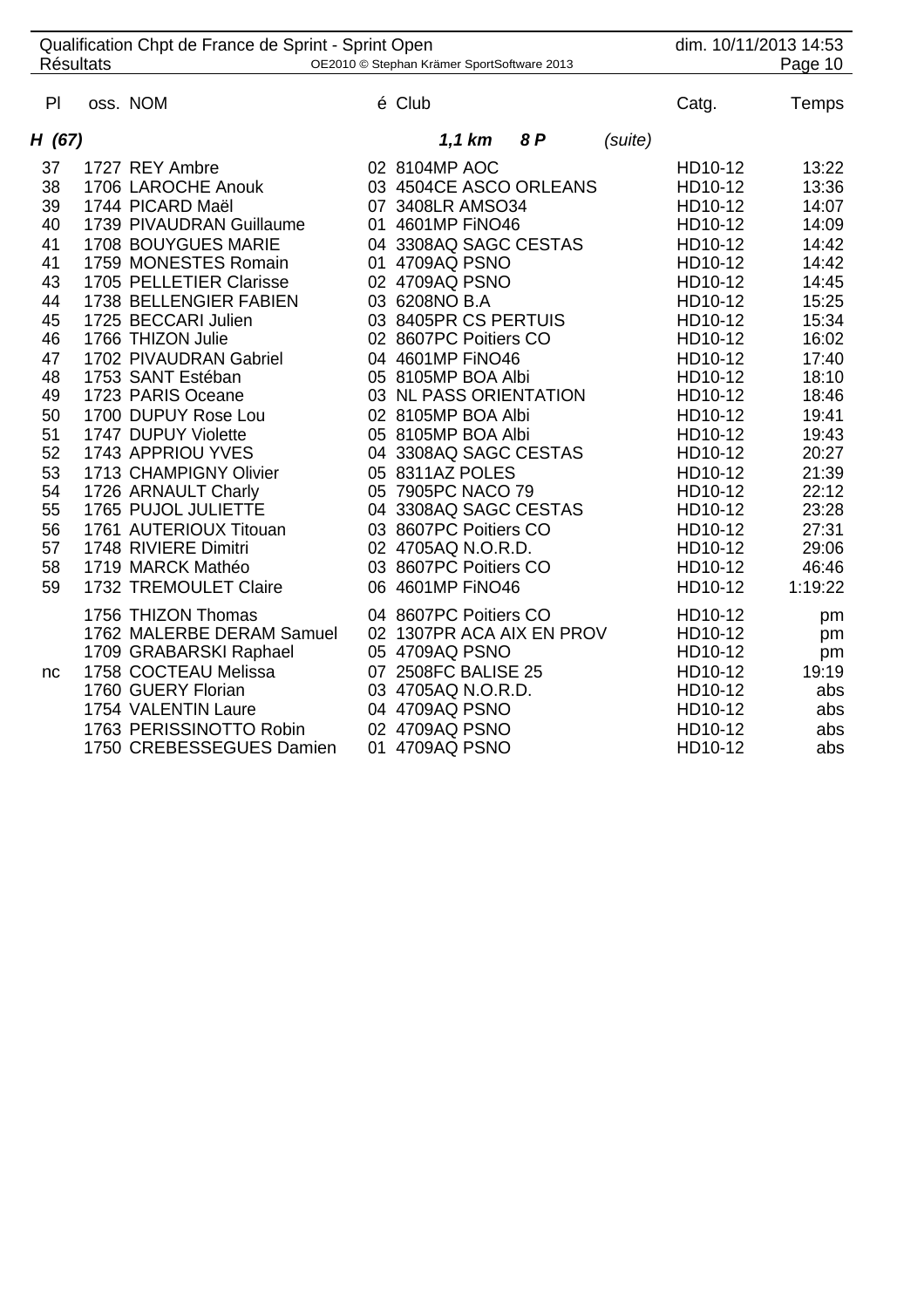Qualification Chpt de France de Sprint - Sprint Open — dim. 10/11/2013 14:53

Résultats — OE2010 © Stephan Krämer SportSoftware 2013

| Pl | oss. | NOM | é | Club | Catg. | Temps |
|---|---|---|---|---|---|---|
| **H (67)** | | | | ***1,1 km 8 P*** *(suite)* | | |
| 37 | 1727 | REY Ambre | 02 | 8104MP AOC | HD10-12 | 13:22 |
| 38 | 1706 | LAROCHE Anouk | 03 | 4504CE ASCO ORLEANS | HD10-12 | 13:36 |
| 39 | 1744 | PICARD Maël | 07 | 3408LR AMSO34 | HD10-12 | 14:07 |
| 40 | 1739 | PIVAUDRAN Guillaume | 01 | 4601MP FiNO46 | HD10-12 | 14:09 |
| 41 | 1708 | BOUYGUES MARIE | 04 | 3308AQ SAGC CESTAS | HD10-12 | 14:42 |
| 41 | 1759 | MONESTES Romain | 01 | 4709AQ PSNO | HD10-12 | 14:42 |
| 43 | 1705 | PELLETIER Clarisse | 02 | 4709AQ PSNO | HD10-12 | 14:45 |
| 44 | 1738 | BELLENGIER FABIEN | 03 | 6208NO B.A | HD10-12 | 15:25 |
| 45 | 1725 | BECCARI Julien | 03 | 8405PR CS PERTUIS | HD10-12 | 15:34 |
| 46 | 1766 | THIZON Julie | 02 | 8607PC Poitiers CO | HD10-12 | 16:02 |
| 47 | 1702 | PIVAUDRAN Gabriel | 04 | 4601MP FiNO46 | HD10-12 | 17:40 |
| 48 | 1753 | SANT Estéban | 05 | 8105MP BOA Albi | HD10-12 | 18:10 |
| 49 | 1723 | PARIS Oceane | 03 | NL PASS ORIENTATION | HD10-12 | 18:46 |
| 50 | 1700 | DUPUY Rose Lou | 02 | 8105MP BOA Albi | HD10-12 | 19:41 |
| 51 | 1747 | DUPUY Violette | 05 | 8105MP BOA Albi | HD10-12 | 19:43 |
| 52 | 1743 | APPRIOU YVES | 04 | 3308AQ SAGC CESTAS | HD10-12 | 20:27 |
| 53 | 1713 | CHAMPIGNY Olivier | 05 | 8311AZ POLES | HD10-12 | 21:39 |
| 54 | 1726 | ARNAULT Charly | 05 | 7905PC NACO 79 | HD10-12 | 22:12 |
| 55 | 1765 | PUJOL JULIETTE | 04 | 3308AQ SAGC CESTAS | HD10-12 | 23:28 |
| 56 | 1761 | AUTERIOUX Titouan | 03 | 8607PC Poitiers CO | HD10-12 | 27:31 |
| 57 | 1748 | RIVIERE Dimitri | 02 | 4705AQ N.O.R.D. | HD10-12 | 29:06 |
| 58 | 1719 | MARCK Mathéo | 03 | 8607PC Poitiers CO | HD10-12 | 46:46 |
| 59 | 1732 | TREMOULET Claire | 06 | 4601MP FiNO46 | HD10-12 | 1:19:22 |
| | 1756 | THIZON Thomas | 04 | 8607PC Poitiers CO | HD10-12 | pm |
| | 1762 | MALERBE DERAM Samuel | 02 | 1307PR ACA AIX EN PROV | HD10-12 | pm |
| | 1709 | GRABARSKI Raphael | 05 | 4709AQ PSNO | HD10-12 | pm |
| nc | 1758 | COCTEAU Melissa | 07 | 2508FC BALISE 25 | HD10-12 | 19:19 |
| | 1760 | GUERY Florian | 03 | 4705AQ N.O.R.D. | HD10-12 | abs |
| | 1754 | VALENTIN Laure | 04 | 4709AQ PSNO | HD10-12 | abs |
| | 1763 | PERISSINOTTO Robin | 02 | 4709AQ PSNO | HD10-12 | abs |
| | 1750 | CREBESSEGUES Damien | 01 | 4709AQ PSNO | HD10-12 | abs |